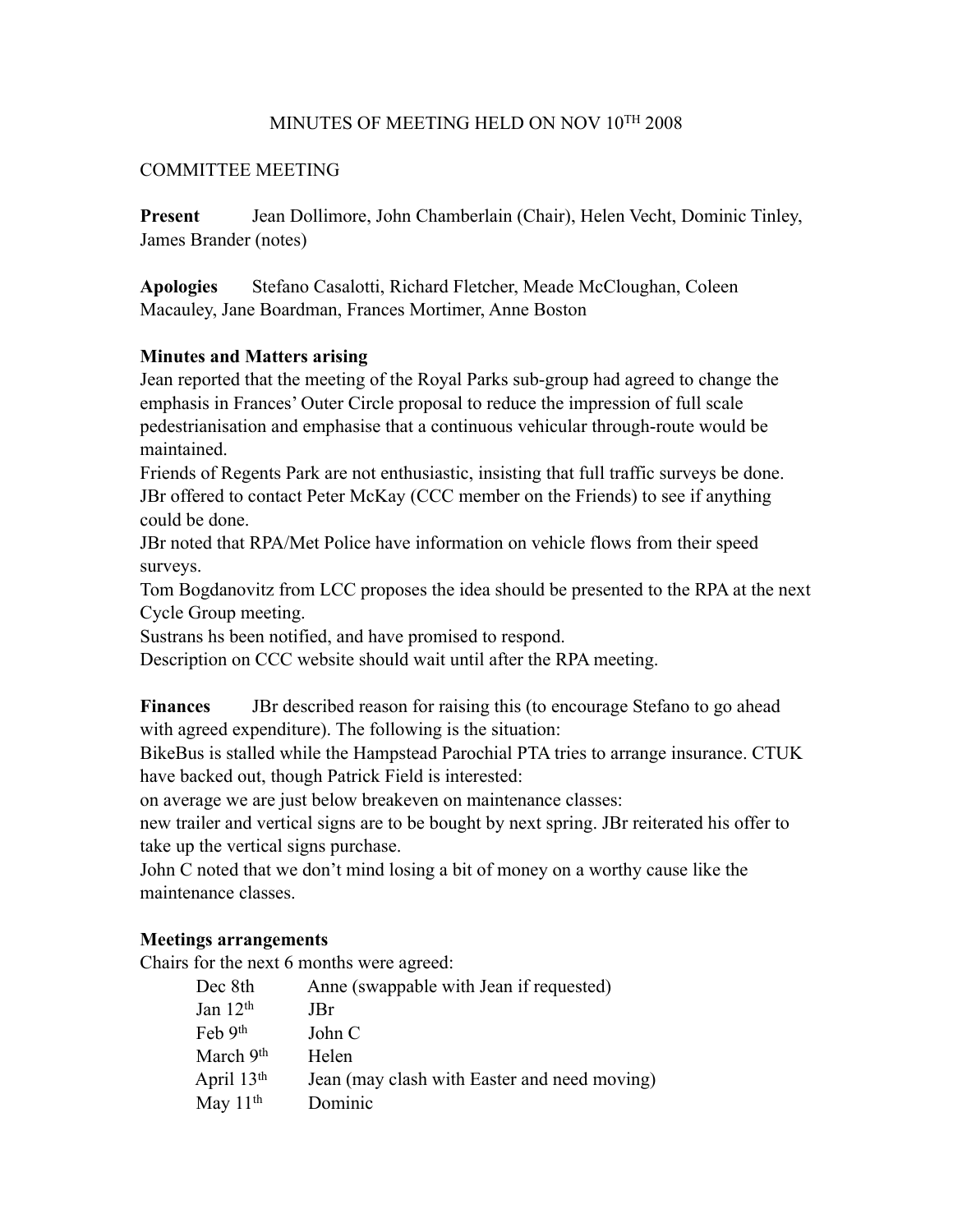MINUTES OF MEETING HELD ON NOV 10TH 2008

COMMITTEE MEETING

**Present** Jean Dollimore, John Chamberlain (Chair), Helen Vecht, Dominic Tinley, James Brander (notes)

**Apologies** Stefano Casalotti, Richard Fletcher, Meade McCloughan, Coleen Macauley, Jane Boardman, Frances Mortimer, Anne Boston

**Minutes and Matters arising**

Jean reported that the meeting of the Royal Parks sub-group had agreed to change the emphasis in Frances' Outer Circle proposal to reduce the impression of full scale pedestrianisation and emphasise that a continuous vehicular through-route would be maintained.

Friends of Regents Park are not enthusiastic, insisting that full traffic surveys be done. JBr offered to contact Peter McKay (CCC member on the Friends) to see if anything could be done.

JBr noted that RPA/Met Police have information on vehicle flows from their speed surveys.

Tom Bogdanovitz from LCC proposes the idea should be presented to the RPA at the next Cycle Group meeting.

Sustrans hs been notified, and have promised to respond.

Description on CCC website should wait until after the RPA meeting.

**Finances** JBr described reason for raising this (to encourage Stefano to go ahead with agreed expenditure). The following is the situation:

BikeBus is stalled while the Hampstead Parochial PTA tries to arrange insurance. CTUK have backed out, though Patrick Field is interested:

on average we are just below breakeven on maintenance classes:

new trailer and vertical signs are to be bought by next spring. JBr reiterated his offer to take up the vertical signs purchase.

John C noted that we don't mind losing a bit of money on a worthy cause like the maintenance classes.

**Meetings arrangements**

Chairs for the next 6 months were agreed:

| | |
|---|---|
| Dec 8th | Anne (swappable with Jean if requested) |
| Jan 12th | JBr |
| Feb 9th | John C |
| March 9th | Helen |
| April 13th | Jean (may clash with Easter and need moving) |
| May 11th | Dominic |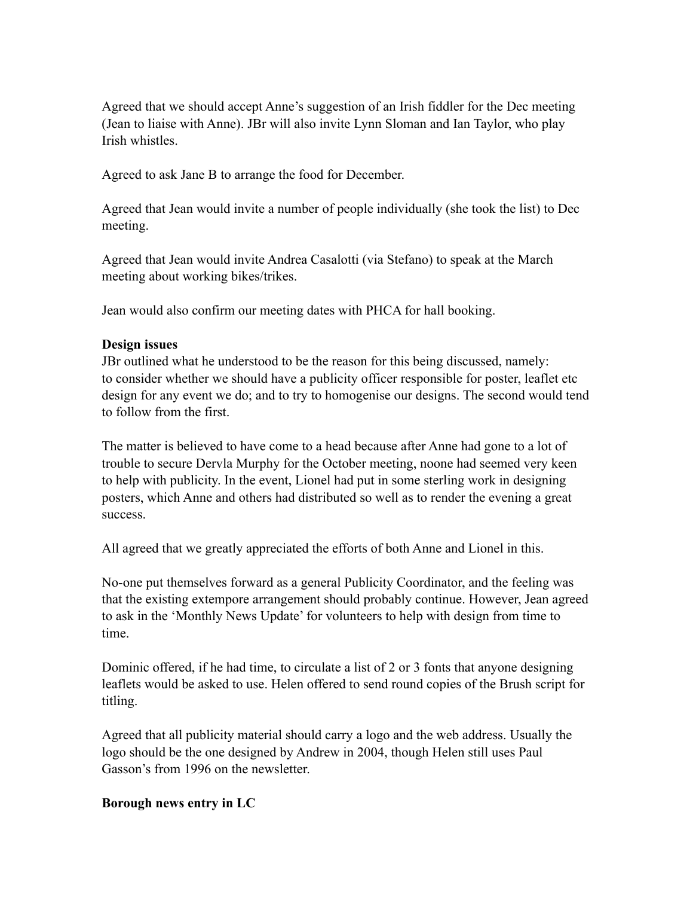Agreed that we should accept Anne's suggestion of an Irish fiddler for the Dec meeting (Jean to liaise with Anne). JBr will also invite Lynn Sloman and Ian Taylor, who play Irish whistles.

Agreed to ask Jane B to arrange the food for December.

Agreed that Jean would invite a number of people individually (she took the list) to Dec meeting.

Agreed that Jean would invite Andrea Casalotti (via Stefano) to speak at the March meeting about working bikes/trikes.

Jean would also confirm our meeting dates with PHCA for hall booking.

**Design issues**

JBr outlined what he understood to be the reason for this being discussed, namely: to consider whether we should have a publicity officer responsible for poster, leaflet etc design for any event we do; and to try to homogenise our designs. The second would tend to follow from the first.

The matter is believed to have come to a head because after Anne had gone to a lot of trouble to secure Dervla Murphy for the October meeting, noone had seemed very keen to help with publicity. In the event, Lionel had put in some sterling work in designing posters, which Anne and others had distributed so well as to render the evening a great success.

All agreed that we greatly appreciated the efforts of both Anne and Lionel in this.

No-one put themselves forward as a general Publicity Coordinator, and the feeling was that the existing extempore arrangement should probably continue. However, Jean agreed to ask in the 'Monthly News Update' for volunteers to help with design from time to time.

Dominic offered, if he had time, to circulate a list of 2 or 3 fonts that anyone designing leaflets would be asked to use. Helen offered to send round copies of the Brush script for titling.

Agreed that all publicity material should carry a logo and the web address. Usually the logo should be the one designed by Andrew in 2004, though Helen still uses Paul Gasson's from 1996 on the newsletter.

**Borough news entry in LC**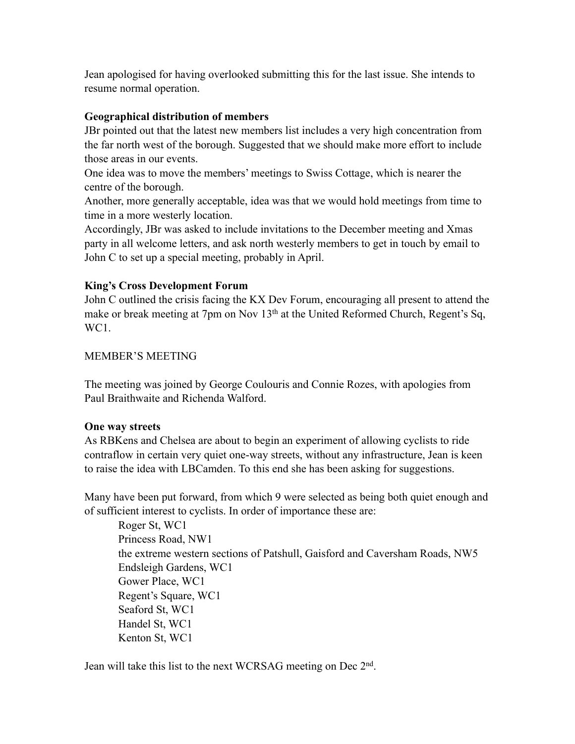Jean apologised for having overlooked submitting this for the last issue. She intends to resume normal operation.

**Geographical distribution of members**

JBr pointed out that the latest new members list includes a very high concentration from the far north west of the borough. Suggested that we should make more effort to include those areas in our events.

One idea was to move the members' meetings to Swiss Cottage, which is nearer the centre of the borough.

Another, more generally acceptable, idea was that we would hold meetings from time to time in a more westerly location.

Accordingly, JBr was asked to include invitations to the December meeting and Xmas party in all welcome letters, and ask north westerly members to get in touch by email to John C to set up a special meeting, probably in April.

**King's Cross Development Forum**

John C outlined the crisis facing the KX Dev Forum, encouraging all present to attend the make or break meeting at 7pm on Nov 13th at the United Reformed Church, Regent's Sq, WC1.

MEMBER'S MEETING

The meeting was joined by George Coulouris and Connie Rozes, with apologies from Paul Braithwaite and Richenda Walford.

**One way streets**

As RBKens and Chelsea are about to begin an experiment of allowing cyclists to ride contraflow in certain very quiet one-way streets, without any infrastructure, Jean is keen to raise the idea with LBCamden. To this end she has been asking for suggestions.

Many have been put forward, from which 9 were selected as being both quiet enough and of sufficient interest to cyclists. In order of importance these are:

- Roger St, WC1
- Princess Road, NW1
- the extreme western sections of Patshull, Gaisford and Caversham Roads, NW5
- Endsleigh Gardens, WC1
- Gower Place, WC1
- Regent's Square, WC1
- Seaford St, WC1
- Handel St, WC1
- Kenton St, WC1

Jean will take this list to the next WCRSAG meeting on Dec 2nd.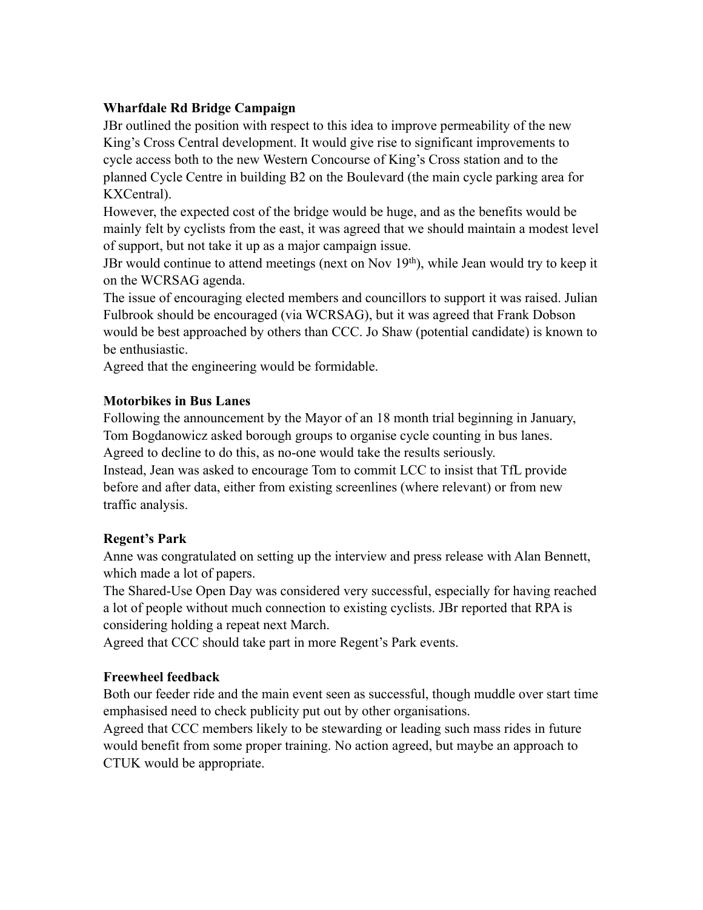**Wharfdale Rd Bridge Campaign**

JBr outlined the position with respect to this idea to improve permeability of the new King's Cross Central development. It would give rise to significant improvements to cycle access both to the new Western Concourse of King's Cross station and to the planned Cycle Centre in building B2 on the Boulevard (the main cycle parking area for KXCentral).

However, the expected cost of the bridge would be huge, and as the benefits would be mainly felt by cyclists from the east, it was agreed that we should maintain a modest level of support, but not take it up as a major campaign issue.

JBr would continue to attend meetings (next on Nov 19th), while Jean would try to keep it on the WCRSAG agenda.

The issue of encouraging elected members and councillors to support it was raised. Julian Fulbrook should be encouraged (via WCRSAG), but it was agreed that Frank Dobson would be best approached by others than CCC. Jo Shaw (potential candidate) is known to be enthusiastic.

Agreed that the engineering would be formidable.

**Motorbikes in Bus Lanes**

Following the announcement by the Mayor of an 18 month trial beginning in January, Tom Bogdanowicz asked borough groups to organise cycle counting in bus lanes.

Agreed to decline to do this, as no-one would take the results seriously.

Instead, Jean was asked to encourage Tom to commit LCC to insist that TfL provide before and after data, either from existing screenlines (where relevant) or from new traffic analysis.

**Regent's Park**

Anne was congratulated on setting up the interview and press release with Alan Bennett, which made a lot of papers.

The Shared-Use Open Day was considered very successful, especially for having reached a lot of people without much connection to existing cyclists. JBr reported that RPA is considering holding a repeat next March.

Agreed that CCC should take part in more Regent's Park events.

**Freewheel feedback**

Both our feeder ride and the main event seen as successful, though muddle over start time emphasised need to check publicity put out by other organisations.

Agreed that CCC members likely to be stewarding or leading such mass rides in future would benefit from some proper training. No action agreed, but maybe an approach to CTUK would be appropriate.